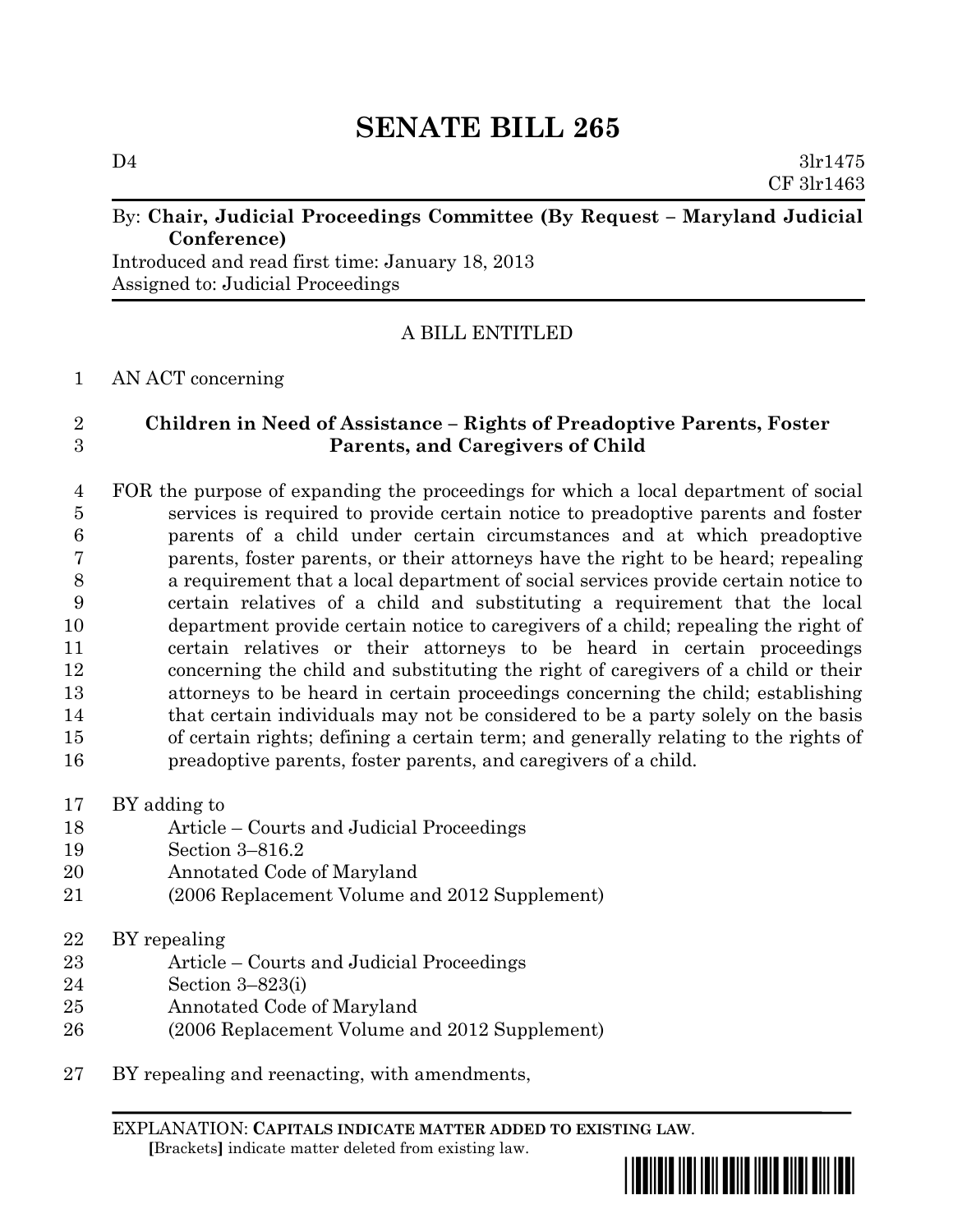# SENATE BILL 265

D4 3lr1475
CF 3lr1463

By: **Chair, Judicial Proceedings Committee (By Request – Maryland Judicial Conference)**
Introduced and read first time: January 18, 2013
Assigned to: Judicial Proceedings

A BILL ENTITLED

AN ACT concerning

**Children in Need of Assistance – Rights of Preadoptive Parents, Foster Parents, and Caregivers of Child**

FOR the purpose of expanding the proceedings for which a local department of social services is required to provide certain notice to preadoptive parents and foster parents of a child under certain circumstances and at which preadoptive parents, foster parents, or their attorneys have the right to be heard; repealing a requirement that a local department of social services provide certain notice to certain relatives of a child and substituting a requirement that the local department provide certain notice to caregivers of a child; repealing the right of certain relatives or their attorneys to be heard in certain proceedings concerning the child and substituting the right of caregivers of a child or their attorneys to be heard in certain proceedings concerning the child; establishing that certain individuals may not be considered to be a party solely on the basis of certain rights; defining a certain term; and generally relating to the rights of preadoptive parents, foster parents, and caregivers of a child.

BY adding to
Article – Courts and Judicial Proceedings
Section 3–816.2
Annotated Code of Maryland
(2006 Replacement Volume and 2012 Supplement)

BY repealing
Article – Courts and Judicial Proceedings
Section 3–823(i)
Annotated Code of Maryland
(2006 Replacement Volume and 2012 Supplement)

BY repealing and reenacting, with amendments,

EXPLANATION: **CAPITALS INDICATE MATTER ADDED TO EXISTING LAW.**
**[**Brackets**]** indicate matter deleted from existing law.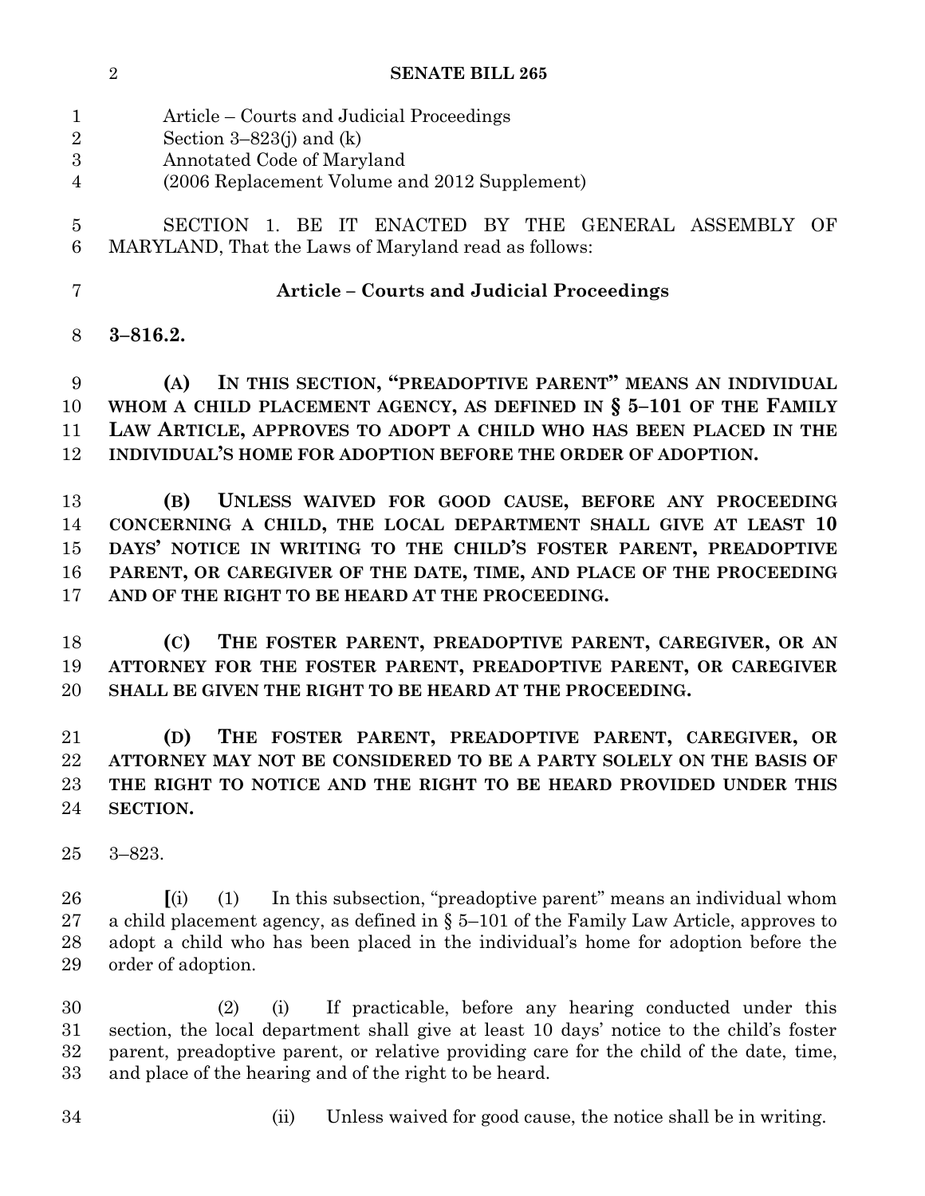Article – Courts and Judicial Proceedings
Section 3–823(j) and (k)
Annotated Code of Maryland
(2006 Replacement Volume and 2012 Supplement)

SECTION 1. BE IT ENACTED BY THE GENERAL ASSEMBLY OF MARYLAND, That the Laws of Maryland read as follows:

**Article – Courts and Judicial Proceedings**

**3–816.2.**

**(A) IN THIS SECTION, "PREADOPTIVE PARENT" MEANS AN INDIVIDUAL WHOM A CHILD PLACEMENT AGENCY, AS DEFINED IN § 5–101 OF THE FAMILY LAW ARTICLE, APPROVES TO ADOPT A CHILD WHO HAS BEEN PLACED IN THE INDIVIDUAL'S HOME FOR ADOPTION BEFORE THE ORDER OF ADOPTION.**

**(B) UNLESS WAIVED FOR GOOD CAUSE, BEFORE ANY PROCEEDING CONCERNING A CHILD, THE LOCAL DEPARTMENT SHALL GIVE AT LEAST 10 DAYS' NOTICE IN WRITING TO THE CHILD'S FOSTER PARENT, PREADOPTIVE PARENT, OR CAREGIVER OF THE DATE, TIME, AND PLACE OF THE PROCEEDING AND OF THE RIGHT TO BE HEARD AT THE PROCEEDING.**

**(C) THE FOSTER PARENT, PREADOPTIVE PARENT, CAREGIVER, OR AN ATTORNEY FOR THE FOSTER PARENT, PREADOPTIVE PARENT, OR CAREGIVER SHALL BE GIVEN THE RIGHT TO BE HEARD AT THE PROCEEDING.**

**(D) THE FOSTER PARENT, PREADOPTIVE PARENT, CAREGIVER, OR ATTORNEY MAY NOT BE CONSIDERED TO BE A PARTY SOLELY ON THE BASIS OF THE RIGHT TO NOTICE AND THE RIGHT TO BE HEARD PROVIDED UNDER THIS SECTION.**

3–823.

[(i) (1) In this subsection, "preadoptive parent" means an individual whom a child placement agency, as defined in § 5–101 of the Family Law Article, approves to adopt a child who has been placed in the individual's home for adoption before the order of adoption.

(2) (i) If practicable, before any hearing conducted under this section, the local department shall give at least 10 days' notice to the child's foster parent, preadoptive parent, or relative providing care for the child of the date, time, and place of the hearing and of the right to be heard.

(ii) Unless waived for good cause, the notice shall be in writing.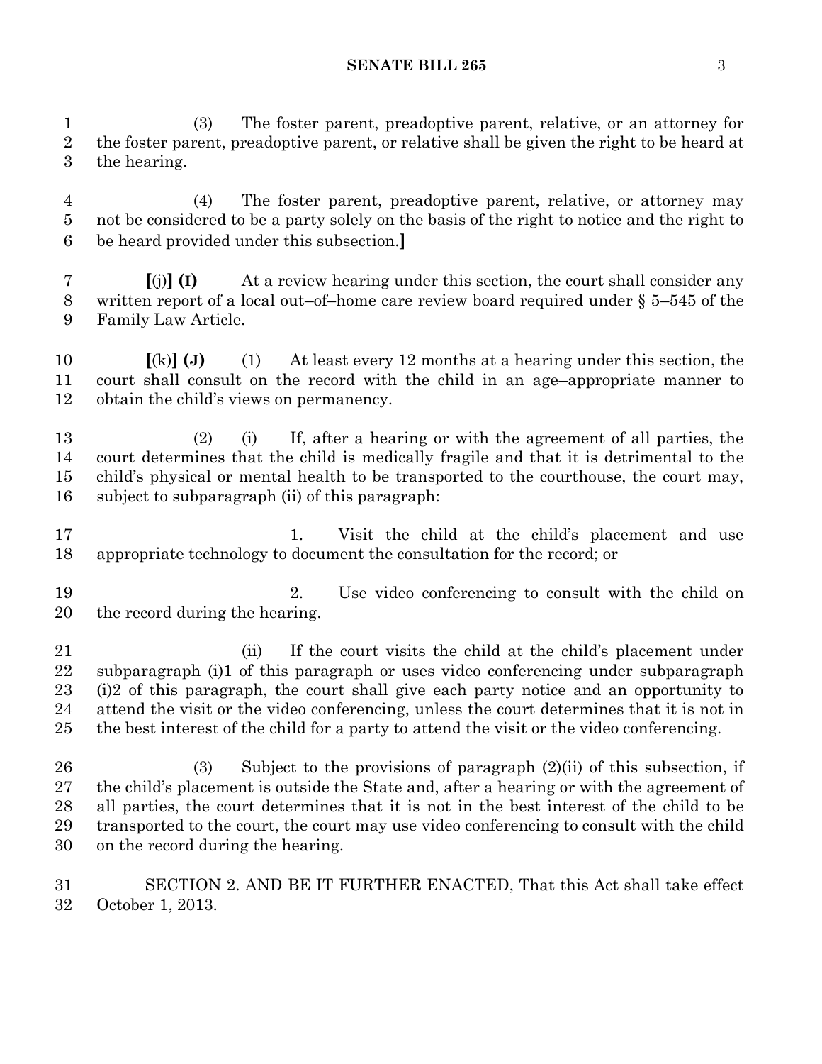(3) The foster parent, preadoptive parent, relative, or an attorney for the foster parent, preadoptive parent, or relative shall be given the right to be heard at the hearing.

(4) The foster parent, preadoptive parent, relative, or attorney may not be considered to be a party solely on the basis of the right to notice and the right to be heard provided under this subsection.**]**

**[**(j)**] (I)** At a review hearing under this section, the court shall consider any written report of a local out–of–home care review board required under § 5–545 of the Family Law Article.

**[**(k)**] (J)** (1) At least every 12 months at a hearing under this section, the court shall consult on the record with the child in an age–appropriate manner to obtain the child's views on permanency.

(2) (i) If, after a hearing or with the agreement of all parties, the court determines that the child is medically fragile and that it is detrimental to the child's physical or mental health to be transported to the courthouse, the court may, subject to subparagraph (ii) of this paragraph:

1. Visit the child at the child's placement and use appropriate technology to document the consultation for the record; or

2. Use video conferencing to consult with the child on the record during the hearing.

(ii) If the court visits the child at the child's placement under subparagraph (i)1 of this paragraph or uses video conferencing under subparagraph (i)2 of this paragraph, the court shall give each party notice and an opportunity to attend the visit or the video conferencing, unless the court determines that it is not in the best interest of the child for a party to attend the visit or the video conferencing.

(3) Subject to the provisions of paragraph (2)(ii) of this subsection, if the child's placement is outside the State and, after a hearing or with the agreement of all parties, the court determines that it is not in the best interest of the child to be transported to the court, the court may use video conferencing to consult with the child on the record during the hearing.

SECTION 2. AND BE IT FURTHER ENACTED, That this Act shall take effect October 1, 2013.